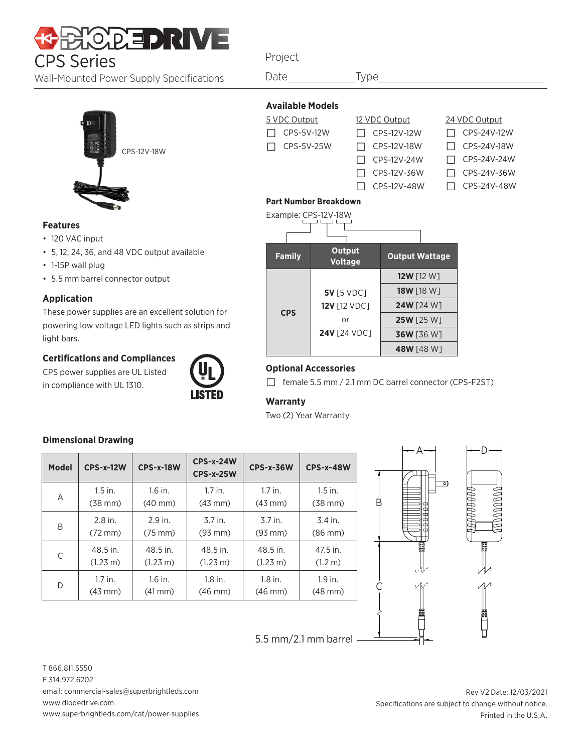# DIODEDRIVE

## CPS Series

Wall-Mounted Power Supply Specifications

Project\_\_\_\_\_\_\_\_\_\_\_\_\_\_\_\_\_\_\_\_\_\_\_\_\_\_\_\_\_\_\_\_\_\_\_\_\_\_

Date\_\_\_\_\_\_\_\_\_\_\_\_\_\_ Type\_\_\_\_\_\_\_\_\_\_\_\_\_\_\_\_\_\_\_\_\_\_\_\_\_\_

CPS-12V-18W

### Features

- 120 VAC input
- 5, 12, 24, 36, and 48 VDC output available
- 1-15P wall plug
- 5.5 mm barrel connector output

### Application

These power supplies are an excellent solution for powering low voltage LED lights such as strips and light bars.

### Certifications and Compliances

CPS power supplies are UL Listed in compliance with UL 1310.

UL LISTED

### Available Models

| 5 VDC Output | 12 VDC Output | 24 VDC Output |
|---|---|---|
| ☐ CPS-5V-12W | ☐ CPS-12V-12W | ☐ CPS-24V-12W |
| ☐ CPS-5V-25W | ☐ CPS-12V-18W | ☐ CPS-24V-18W |
| | ☐ CPS-12V-24W | ☐ CPS-24V-24W |
| | ☐ CPS-12V-36W | ☐ CPS-24V-36W |
| | ☐ CPS-12V-48W | ☐ CPS-24V-48W |

### Part Number Breakdown

Example: CPS-12V-18W

| Family | Output Voltage | Output Wattage |
|---|---|---|
| CPS | **5V** [5 VDC] **12V** [12 VDC] or **24V** [24 VDC] | **12W** [12 W] |
| | | **18W** [18 W] |
| | | **24W** [24 W] |
| | | **25W** [25 W] |
| | | **36W** [36 W] |
| | | **48W** [48 W] |

### Optional Accessories

☐ female 5.5 mm / 2.1 mm DC barrel connector (CPS-F2ST)

### Warranty

Two (2) Year Warranty

### Dimensional Drawing

| Model | CPS-x-12W | CPS-x-18W | CPS-x-24W CPS-x-25W | CPS-x-36W | CPS-x-48W |
|---|---|---|---|---|---|
| A | 1.5 in. (38 mm) | 1.6 in. (40 mm) | 1.7 in. (43 mm) | 1.7 in. (43 mm) | 1.5 in. (38 mm) |
| B | 2.8 in. (72 mm) | 2.9 in. (75 mm) | 3.7 in. (93 mm) | 3.7 in. (93 mm) | 3.4 in. (86 mm) |
| C | 48.5 in. (1.23 m) | 48.5 in. (1.23 m) | 48.5 in. (1.23 m) | 48.5 in. (1.23 m) | 47.5 in. (1.2 m) |
| D | 1.7 in. (43 mm) | 1.6 in. (41 mm) | 1.8 in. (46 mm) | 1.8 in. (46 mm) | 1.9 in. (48 mm) |

A B C D

5.5 mm/2.1 mm barrel

T 866.811.5550
F 314.972.6202
email: commercial-sales@superbrightleds.com
www.diodedrive.com
www.superbrightleds.com/cat/power-supplies

Rev V2 Date: 12/03/2021
Specifications are subject to change without notice.
Printed in the U.S.A.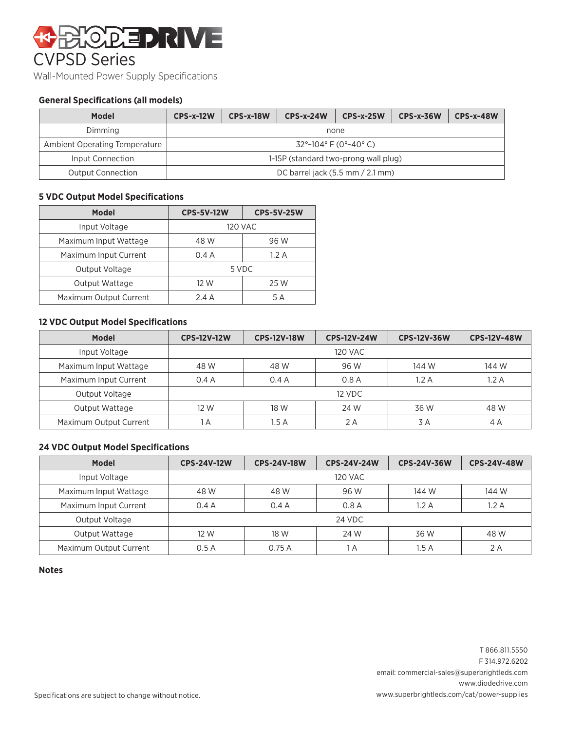# DIODEDRIVE

# CVPSD Series

Wall-Mounted Power Supply Specifications

### General Specifications (all models)

| Model | CPS-x-12W | CPS-x-18W | CPS-x-24W | CPS-x-25W | CPS-x-36W | CPS-x-48W |
|---|---|---|---|---|---|---|
| Dimming | none | | | | | |
| Ambient Operating Temperature | 32°–104° F (0°–40° C) | | | | | |
| Input Connection | 1-15P (standard two-prong wall plug) | | | | | |
| Output Connection | DC barrel jack (5.5 mm / 2.1 mm) | | | | | |

### 5 VDC Output Model Specifications

| Model | CPS-5V-12W | CPS-5V-25W |
|---|---|---|
| Input Voltage | 120 VAC | |
| Maximum Input Wattage | 48 W | 96 W |
| Maximum Input Current | 0.4 A | 1.2 A |
| Output Voltage | 5 VDC | |
| Output Wattage | 12 W | 25 W |
| Maximum Output Current | 2.4 A | 5 A |

### 12 VDC Output Model Specifications

| Model | CPS-12V-12W | CPS-12V-18W | CPS-12V-24W | CPS-12V-36W | CPS-12V-48W |
|---|---|---|---|---|---|
| Input Voltage | 120 VAC | | | | |
| Maximum Input Wattage | 48 W | 48 W | 96 W | 144 W | 144 W |
| Maximum Input Current | 0.4 A | 0.4 A | 0.8 A | 1.2 A | 1.2 A |
| Output Voltage | 12 VDC | | | | |
| Output Wattage | 12 W | 18 W | 24 W | 36 W | 48 W |
| Maximum Output Current | 1 A | 1.5 A | 2 A | 3 A | 4 A |

### 24 VDC Output Model Specifications

| Model | CPS-24V-12W | CPS-24V-18W | CPS-24V-24W | CPS-24V-36W | CPS-24V-48W |
|---|---|---|---|---|---|
| Input Voltage | 120 VAC | | | | |
| Maximum Input Wattage | 48 W | 48 W | 96 W | 144 W | 144 W |
| Maximum Input Current | 0.4 A | 0.4 A | 0.8 A | 1.2 A | 1.2 A |
| Output Voltage | 24 VDC | | | | |
| Output Wattage | 12 W | 18 W | 24 W | 36 W | 48 W |
| Maximum Output Current | 0.5 A | 0.75 A | 1 A | 1.5 A | 2 A |

### Notes

T 866.811.5550
F 314.972.6202
email: commercial-sales@superbrightleds.com
www.diodedrive.com
www.superbrightleds.com/cat/power-supplies

Specifications are subject to change without notice.